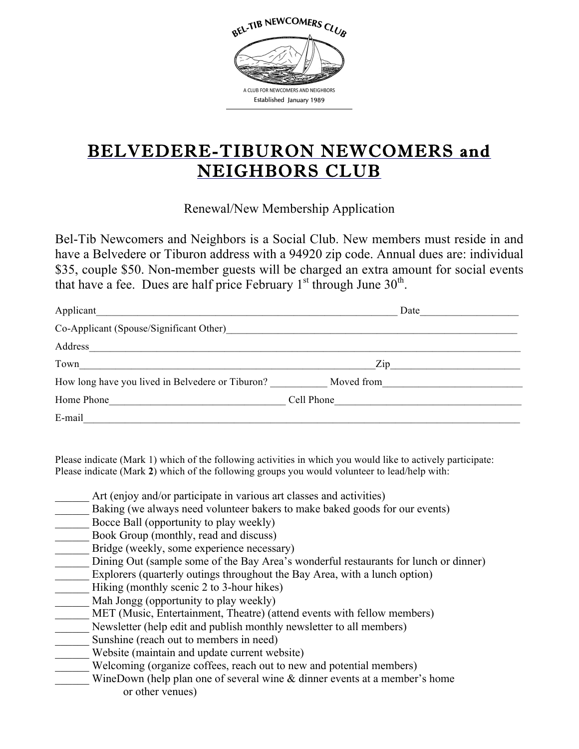BEL-TIB NEWCOMERS CLUB

A CLUB FOR NEWCOMERS AND NEIGHBORS

Established January 1989

# BELVEDERE-TIBURON NEWCOMERS and NEIGHBORS CLUB

Renewal/New Membership Application

Bel-Tib Newcomers and Neighbors is a Social Club. New members must reside in and have a Belvedere or Tiburon address with a 94920 zip code. Annual dues are: individual $35, couple $50. Non-member guests will be charged an extra amount for social events that have a fee. Dues are half price February 1st through June 30th.

Applicant_______________________________________________ Date_______________

Co-Applicant (Spouse/Significant Other)_____________________________________________

Address__________________________________________________________________

Town_____________________________________________Zip_____________________

How long have you lived in Belvedere or Tiburon? _________ Moved from_____________________

Home Phone__________________________ Cell Phone_____________________________

E-mail___________________________________________________________________

Please indicate (Mark 1) which of the following activities in which you would like to actively participate:
Please indicate (Mark **2**) which of the following groups you would volunteer to lead/help with:

______ Art (enjoy and/or participate in various art classes and activities)
______ Baking (we always need volunteer bakers to make baked goods for our events)
______ Bocce Ball (opportunity to play weekly)
______ Book Group (monthly, read and discuss)
______ Bridge (weekly, some experience necessary)
______ Dining Out (sample some of the Bay Area's wonderful restaurants for lunch or dinner)
______ Explorers (quarterly outings throughout the Bay Area, with a lunch option)
______ Hiking (monthly scenic 2 to 3-hour hikes)
______ Mah Jongg (opportunity to play weekly)
______ MET (Music, Entertainment, Theatre) (attend events with fellow members)
______ Newsletter (help edit and publish monthly newsletter to all members)
______ Sunshine (reach out to members in need)
______ Website (maintain and update current website)
______ Welcoming (organize coffees, reach out to new and potential members)
______ WineDown (help plan one of several wine & dinner events at a member's home or other venues)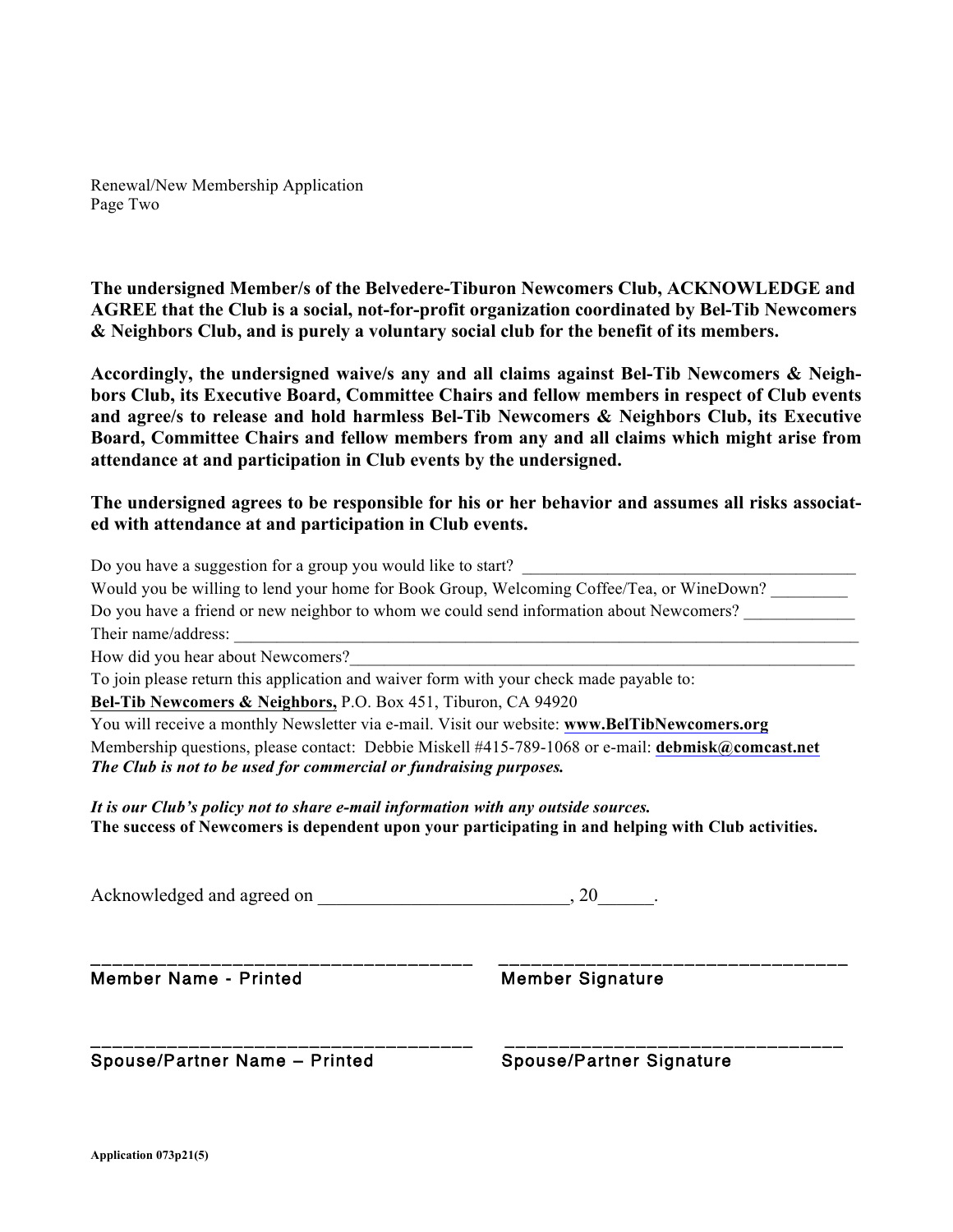Renewal/New Membership Application
Page Two

**The undersigned Member/s of the Belvedere-Tiburon Newcomers Club, ACKNOWLEDGE and AGREE that the Club is a social, not-for-profit organization coordinated by Bel-Tib Newcomers & Neighbors Club, and is purely a voluntary social club for the benefit of its members.**

**Accordingly, the undersigned waive/s any and all claims against Bel-Tib Newcomers & Neighbors Club, its Executive Board, Committee Chairs and fellow members in respect of Club events and agree/s to release and hold harmless Bel-Tib Newcomers & Neighbors Club, its Executive Board, Committee Chairs and fellow members from any and all claims which might arise from attendance at and participation in Club events by the undersigned.**

**The undersigned agrees to be responsible for his or her behavior and assumes all risks associated with attendance at and participation in Club events.**

Do you have a suggestion for a group you would like to start? ________________________________________

Would you be willing to lend your home for Book Group, Welcoming Coffee/Tea, or WineDown? _________

Do you have a friend or new neighbor to whom we could send information about Newcomers? _____________

Their name/address: ______________________________________________________________________________

How did you hear about Newcomers?_________________________________________________________________

To join please return this application and waiver form with your check made payable to:

**Bel-Tib Newcomers & Neighbors,** P.O. Box 451, Tiburon, CA 94920

You will receive a monthly Newsletter via e-mail. Visit our website: **www.BelTibNewcomers.org**

Membership questions, please contact: Debbie Miskell #415-789-1068 or e-mail: **debmisk@comcast.net**

***The Club is not to be used for commercial or fundraising purposes.***

***It is our Club's policy not to share e-mail information with any outside sources.***

**The success of Newcomers is dependent upon your participating in and helping with Club activities.**

Acknowledged and agreed on __________________________, 20______.

| | |
|---|---|
| ___________________________________ | ___________________________________ |
| Member Name - Printed | Member Signature |
| ___________________________________ | ___________________________________ |
| Spouse/Partner Name – Printed | Spouse/Partner Signature |

**Application 073p21(5)**